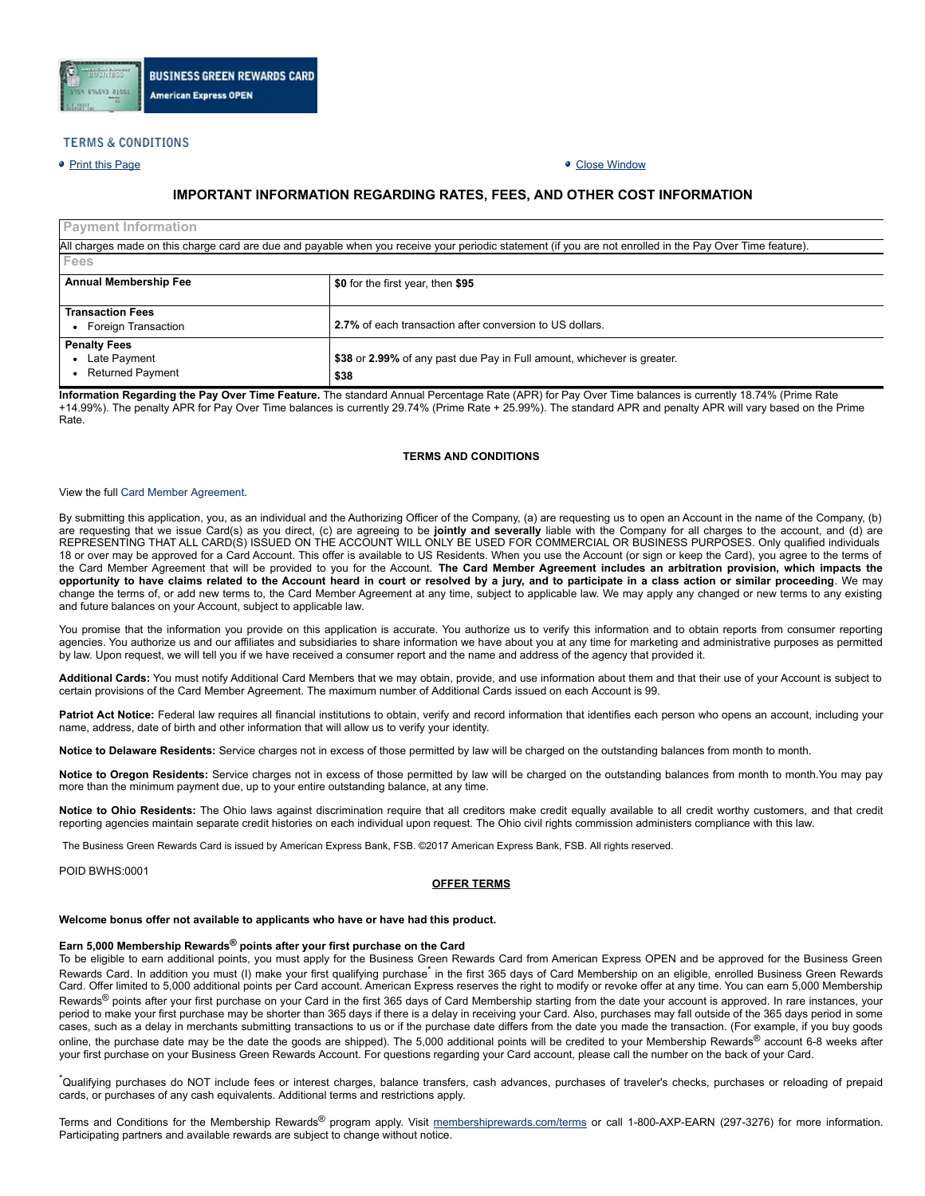**BUSINESS GREEN REWARDS CARD**
**American Express OPEN**

## TERMS & CONDITIONS

- Print this Page
- Close Window

## IMPORTANT INFORMATION REGARDING RATES, FEES, AND OTHER COST INFORMATION

| Payment Information | |
|---|---|
| All charges made on this charge card are due and payable when you receive your periodic statement (if you are not enrolled in the Pay Over Time feature). | |
| **Fees** | |
| **Annual Membership Fee** | **$0** for the first year, then **$95** |
| **Transaction Fees**<br>• Foreign Transaction | **2.7%** of each transaction after conversion to US dollars. |
| **Penalty Fees**<br>• Late Payment<br>• Returned Payment | **$38** or **2.99%** of any past due Pay in Full amount, whichever is greater.<br>**$38** |

**Information Regarding the Pay Over Time Feature.** The standard Annual Percentage Rate (APR) for Pay Over Time balances is currently 18.74% (Prime Rate +14.99%). The penalty APR for Pay Over Time balances is currently 29.74% (Prime Rate + 25.99%). The standard APR and penalty APR will vary based on the Prime Rate.

### TERMS AND CONDITIONS

View the full Card Member Agreement.

By submitting this application, you, as an individual and the Authorizing Officer of the Company, (a) are requesting us to open an Account in the name of the Company, (b) are requesting that we issue Card(s) as you direct, (c) are agreeing to be **jointly and severally** liable with the Company for all charges to the account, and (d) are REPRESENTING THAT ALL CARD(S) ISSUED ON THE ACCOUNT WILL ONLY BE USED FOR COMMERCIAL OR BUSINESS PURPOSES. Only qualified individuals 18 or over may be approved for a Card Account. This offer is available to US Residents. When you use the Account (or sign or keep the Card), you agree to the terms of the Card Member Agreement that will be provided to you for the Account. **The Card Member Agreement includes an arbitration provision, which impacts the opportunity to have claims related to the Account heard in court or resolved by a jury, and to participate in a class action or similar proceeding**. We may change the terms of, or add new terms to, the Card Member Agreement at any time, subject to applicable law. We may apply any changed or new terms to any existing and future balances on your Account, subject to applicable law.

You promise that the information you provide on this application is accurate. You authorize us to verify this information and to obtain reports from consumer reporting agencies. You authorize us and our affiliates and subsidiaries to share information we have about you at any time for marketing and administrative purposes as permitted by law. Upon request, we will tell you if we have received a consumer report and the name and address of the agency that provided it.

**Additional Cards:** You must notify Additional Card Members that we may obtain, provide, and use information about them and that their use of your Account is subject to certain provisions of the Card Member Agreement. The maximum number of Additional Cards issued on each Account is 99.

**Patriot Act Notice:** Federal law requires all financial institutions to obtain, verify and record information that identifies each person who opens an account, including your name, address, date of birth and other information that will allow us to verify your identity.

**Notice to Delaware Residents:** Service charges not in excess of those permitted by law will be charged on the outstanding balances from month to month.

**Notice to Oregon Residents:** Service charges not in excess of those permitted by law will be charged on the outstanding balances from month to month.You may pay more than the minimum payment due, up to your entire outstanding balance, at any time.

**Notice to Ohio Residents:** The Ohio laws against discrimination require that all creditors make credit equally available to all credit worthy customers, and that credit reporting agencies maintain separate credit histories on each individual upon request. The Ohio civil rights commission administers compliance with this law.

The Business Green Rewards Card is issued by American Express Bank, FSB. ©2017 American Express Bank, FSB. All rights reserved.

POID BWHS:0001

### OFFER TERMS

**Welcome bonus offer not available to applicants who have or have had this product.**

**Earn 5,000 Membership Rewards® points after your first purchase on the Card**
To be eligible to earn additional points, you must apply for the Business Green Rewards Card from American Express OPEN and be approved for the Business Green Rewards Card. In addition you must (I) make your first qualifying purchase* in the first 365 days of Card Membership on an eligible, enrolled Business Green Rewards Card. Offer limited to 5,000 additional points per Card account. American Express reserves the right to modify or revoke offer at any time. You can earn 5,000 Membership Rewards® points after your first purchase on your Card in the first 365 days of Card Membership starting from the date your account is approved. In rare instances, your period to make your first purchase may be shorter than 365 days if there is a delay in receiving your Card. Also, purchases may fall outside of the 365 days period in some cases, such as a delay in merchants submitting transactions to us or if the purchase date differs from the date you made the transaction. (For example, if you buy goods online, the purchase date may be the date the goods are shipped). The 5,000 additional points will be credited to your Membership Rewards® account 6-8 weeks after your first purchase on your Business Green Rewards Account. For questions regarding your Card account, please call the number on the back of your Card.

*Qualifying purchases do NOT include fees or interest charges, balance transfers, cash advances, purchases of traveler's checks, purchases or reloading of prepaid cards, or purchases of any cash equivalents. Additional terms and restrictions apply.

Terms and Conditions for the Membership Rewards® program apply. Visit membershiprewards.com/terms or call 1-800-AXP-EARN (297-3276) for more information. Participating partners and available rewards are subject to change without notice.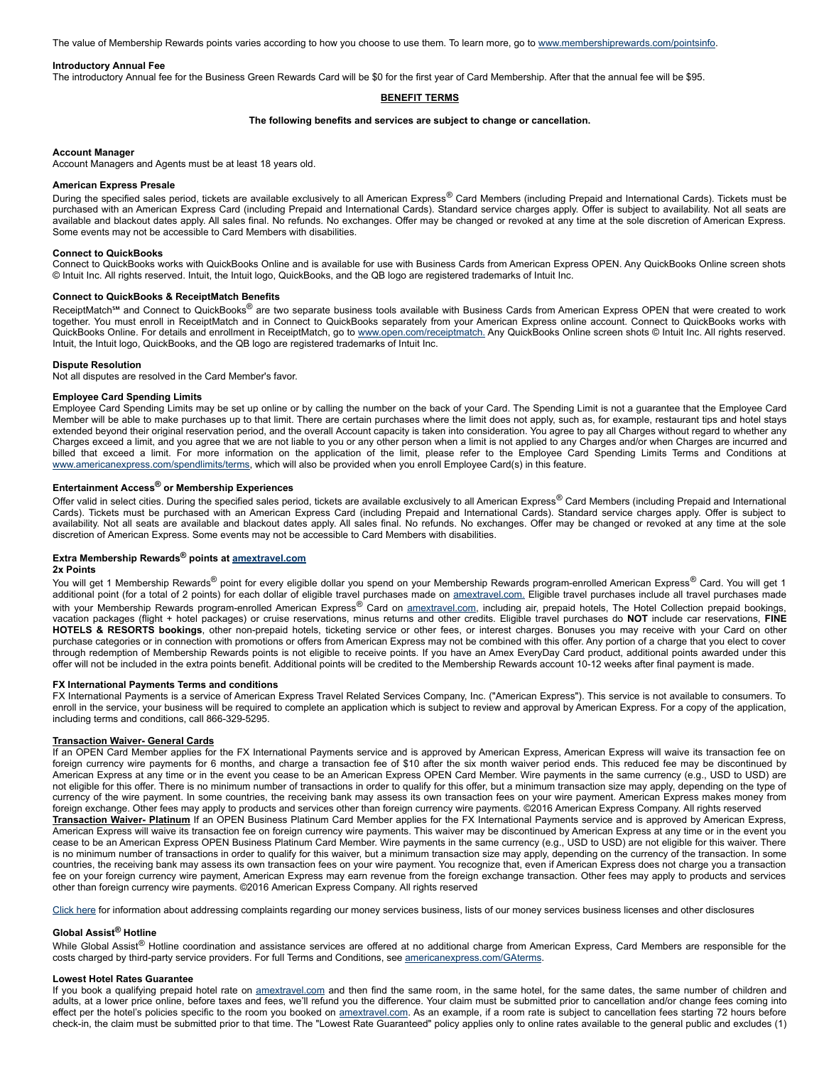The value of Membership Rewards points varies according to how you choose to use them. To learn more, go to www.membershiprewards.com/pointsinfo.

**Introductory Annual Fee**
The introductory Annual fee for the Business Green Rewards Card will be $0 for the first year of Card Membership. After that the annual fee will be $95.

## BENEFIT TERMS

**The following benefits and services are subject to change or cancellation.**

**Account Manager**
Account Managers and Agents must be at least 18 years old.

**American Express Presale**
During the specified sales period, tickets are available exclusively to all American Express® Card Members (including Prepaid and International Cards). Tickets must be purchased with an American Express Card (including Prepaid and International Cards). Standard service charges apply. Offer is subject to availability. Not all seats are available and blackout dates apply. All sales final. No refunds. No exchanges. Offer may be changed or revoked at any time at the sole discretion of American Express. Some events may not be accessible to Card Members with disabilities.

**Connect to QuickBooks**
Connect to QuickBooks works with QuickBooks Online and is available for use with Business Cards from American Express OPEN. Any QuickBooks Online screen shots © Intuit Inc. All rights reserved. Intuit, the Intuit logo, QuickBooks, and the QB logo are registered trademarks of Intuit Inc.

**Connect to QuickBooks & ReceiptMatch Benefits**
ReceiptMatch℠ and Connect to QuickBooks® are two separate business tools available with Business Cards from American Express OPEN that were created to work together. You must enroll in ReceiptMatch and in Connect to QuickBooks separately from your American Express online account. Connect to QuickBooks works with QuickBooks Online. For details and enrollment in ReceiptMatch, go to www.open.com/receiptmatch. Any QuickBooks Online screen shots © Intuit Inc. All rights reserved. Intuit, the Intuit logo, QuickBooks, and the QB logo are registered trademarks of Intuit Inc.

**Dispute Resolution**
Not all disputes are resolved in the Card Member's favor.

**Employee Card Spending Limits**
Employee Card Spending Limits may be set up online or by calling the number on the back of your Card. The Spending Limit is not a guarantee that the Employee Card Member will be able to make purchases up to that limit. There are certain purchases where the limit does not apply, such as, for example, restaurant tips and hotel stays extended beyond their original reservation period, and the overall Account capacity is taken into consideration. You agree to pay all Charges without regard to whether any Charges exceed a limit, and you agree that we are not liable to you or any other person when a limit is not applied to any Charges and/or when Charges are incurred and billed that exceed a limit. For more information on the application of the limit, please refer to the Employee Card Spending Limits Terms and Conditions at www.americanexpress.com/spendlimits/terms, which will also be provided when you enroll Employee Card(s) in this feature.

**Entertainment Access® or Membership Experiences**
Offer valid in select cities. During the specified sales period, tickets are available exclusively to all American Express® Card Members (including Prepaid and International Cards). Tickets must be purchased with an American Express Card (including Prepaid and International Cards). Standard service charges apply. Offer is subject to availability. Not all seats are available and blackout dates apply. All sales final. No refunds. No exchanges. Offer may be changed or revoked at any time at the sole discretion of American Express. Some events may not be accessible to Card Members with disabilities.

**Extra Membership Rewards® points at amextravel.com**
**2x Points**
You will get 1 Membership Rewards® point for every eligible dollar you spend on your Membership Rewards program-enrolled American Express® Card. You will get 1 additional point (for a total of 2 points) for each dollar of eligible travel purchases made on amextravel.com. Eligible travel purchases include all travel purchases made with your Membership Rewards program-enrolled American Express® Card on amextravel.com, including air, prepaid hotels, The Hotel Collection prepaid bookings, vacation packages (flight + hotel packages) or cruise reservations, minus returns and other credits. Eligible travel purchases do **NOT** include car reservations, **FINE HOTELS & RESORTS bookings**, other non-prepaid hotels, ticketing service or other fees, or interest charges. Bonuses you may receive with your Card on other purchase categories or in connection with promotions or offers from American Express may not be combined with this offer. Any portion of a charge that you elect to cover through redemption of Membership Rewards points is not eligible to receive points. If you have an Amex EveryDay Card product, additional points awarded under this offer will not be included in the extra points benefit. Additional points will be credited to the Membership Rewards account 10-12 weeks after final payment is made.

**FX International Payments Terms and conditions**
FX International Payments is a service of American Express Travel Related Services Company, Inc. ("American Express"). This service is not available to consumers. To enroll in the service, your business will be required to complete an application which is subject to review and approval by American Express. For a copy of the application, including terms and conditions, call 866-329-5295.

**Transaction Waiver- General Cards**
If an OPEN Card Member applies for the FX International Payments service and is approved by American Express, American Express will waive its transaction fee on foreign currency wire payments for 6 months, and charge a transaction fee of $10 after the six month waiver period ends. This reduced fee may be discontinued by American Express at any time or in the event you cease to be an American Express OPEN Card Member. Wire payments in the same currency (e.g., USD to USD) are not eligible for this offer. There is no minimum number of transactions in order to qualify for this offer, but a minimum transaction size may apply, depending on the type of currency of the wire payment. In some countries, the receiving bank may assess its own transaction fees on your wire payment. American Express makes money from foreign exchange. Other fees may apply to products and services other than foreign currency wire payments. ©2016 American Express Company. All rights reserved
**Transaction Waiver- Platinum** If an OPEN Business Platinum Card Member applies for the FX International Payments service and is approved by American Express, American Express will waive its transaction fee on foreign currency wire payments. This waiver may be discontinued by American Express at any time or in the event you cease to be an American Express OPEN Business Platinum Card Member. Wire payments in the same currency (e.g., USD to USD) are not eligible for this waiver. There is no minimum number of transactions in order to qualify for this waiver, but a minimum transaction size may apply, depending on the currency of the transaction. In some countries, the receiving bank may assess its own transaction fees on your wire payment. You recognize that, even if American Express does not charge you a transaction fee on your foreign currency wire payment, American Express may earn revenue from the foreign exchange transaction. Other fees may apply to products and services other than foreign currency wire payments. ©2016 American Express Company. All rights reserved

Click here for information about addressing complaints regarding our money services business, lists of our money services business licenses and other disclosures

**Global Assist® Hotline**
While Global Assist® Hotline coordination and assistance services are offered at no additional charge from American Express, Card Members are responsible for the costs charged by third-party service providers. For full Terms and Conditions, see americanexpress.com/GAterms.

**Lowest Hotel Rates Guarantee**
If you book a qualifying prepaid hotel rate on amextravel.com and then find the same room, in the same hotel, for the same dates, the same number of children and adults, at a lower price online, before taxes and fees, we'll refund you the difference. Your claim must be submitted prior to cancellation and/or change fees coming into effect per the hotel's policies specific to the room you booked on amextravel.com. As an example, if a room rate is subject to cancellation fees starting 72 hours before check-in, the claim must be submitted prior to that time. The "Lowest Rate Guaranteed" policy applies only to online rates available to the general public and excludes (1)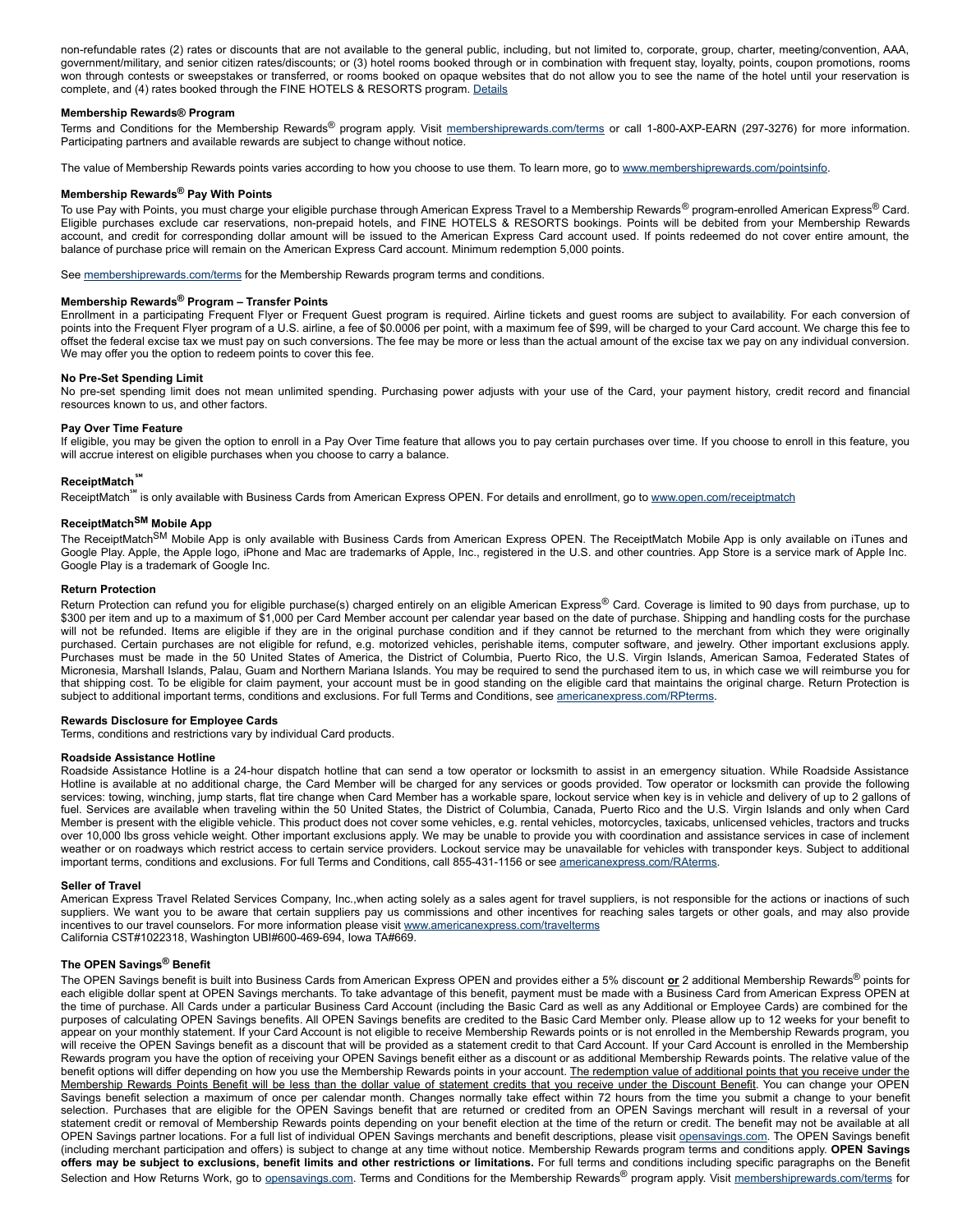non-refundable rates (2) rates or discounts that are not available to the general public, including, but not limited to, corporate, group, charter, meeting/convention, AAA, government/military, and senior citizen rates/discounts; or (3) hotel rooms booked through or in combination with frequent stay, loyalty, points, coupon promotions, rooms won through contests or sweepstakes or transferred, or rooms booked on opaque websites that do not allow you to see the name of the hotel until your reservation is complete, and (4) rates booked through the FINE HOTELS & RESORTS program. Details

**Membership Rewards® Program**

Terms and Conditions for the Membership Rewards® program apply. Visit membershiprewards.com/terms or call 1-800-AXP-EARN (297-3276) for more information. Participating partners and available rewards are subject to change without notice.

The value of Membership Rewards points varies according to how you choose to use them. To learn more, go to www.membershiprewards.com/pointsinfo.

**Membership Rewards® Pay With Points**

To use Pay with Points, you must charge your eligible purchase through American Express Travel to a Membership Rewards® program-enrolled American Express® Card. Eligible purchases exclude car reservations, non-prepaid hotels, and FINE HOTELS & RESORTS bookings. Points will be debited from your Membership Rewards account, and credit for corresponding dollar amount will be issued to the American Express Card account used. If points redeemed do not cover entire amount, the balance of purchase price will remain on the American Express Card account. Minimum redemption 5,000 points.

See membershiprewards.com/terms for the Membership Rewards program terms and conditions.

**Membership Rewards® Program – Transfer Points**

Enrollment in a participating Frequent Flyer or Frequent Guest program is required. Airline tickets and guest rooms are subject to availability. For each conversion of points into the Frequent Flyer program of a U.S. airline, a fee of $0.0006 per point, with a maximum fee of $99, will be charged to your Card account. We charge this fee to offset the federal excise tax we must pay on such conversions. The fee may be more or less than the actual amount of the excise tax we pay on any individual conversion. We may offer you the option to redeem points to cover this fee.

**No Pre-Set Spending Limit**

No pre-set spending limit does not mean unlimited spending. Purchasing power adjusts with your use of the Card, your payment history, credit record and financial resources known to us, and other factors.

**Pay Over Time Feature**

If eligible, you may be given the option to enroll in a Pay Over Time feature that allows you to pay certain purchases over time. If you choose to enroll in this feature, you will accrue interest on eligible purchases when you choose to carry a balance.

**ReceiptMatch℠**

ReceiptMatch℠ is only available with Business Cards from American Express OPEN. For details and enrollment, go to www.open.com/receiptmatch

**ReceiptMatch℠ Mobile App**

The ReceiptMatch℠ Mobile App is only available with Business Cards from American Express OPEN. The ReceiptMatch Mobile App is only available on iTunes and Google Play. Apple, the Apple logo, iPhone and Mac are trademarks of Apple, Inc., registered in the U.S. and other countries. App Store is a service mark of Apple Inc. Google Play is a trademark of Google Inc.

**Return Protection**

Return Protection can refund you for eligible purchase(s) charged entirely on an eligible American Express® Card. Coverage is limited to 90 days from purchase, up to $300 per item and up to a maximum of $1,000 per Card Member account per calendar year based on the date of purchase. Shipping and handling costs for the purchase will not be refunded. Items are eligible if they are in the original purchase condition and if they cannot be returned to the merchant from which they were originally purchased. Certain purchases are not eligible for refund, e.g. motorized vehicles, perishable items, computer software, and jewelry. Other important exclusions apply. Purchases must be made in the 50 United States of America, the District of Columbia, Puerto Rico, the U.S. Virgin Islands, American Samoa, Federated States of Micronesia, Marshall Islands, Palau, Guam and Northern Mariana Islands. You may be required to send the purchased item to us, in which case we will reimburse you for that shipping cost. To be eligible for claim payment, your account must be in good standing on the eligible card that maintains the original charge. Return Protection is subject to additional important terms, conditions and exclusions. For full Terms and Conditions, see americanexpress.com/RPterms.

**Rewards Disclosure for Employee Cards**

Terms, conditions and restrictions vary by individual Card products.

**Roadside Assistance Hotline**

Roadside Assistance Hotline is a 24-hour dispatch hotline that can send a tow operator or locksmith to assist in an emergency situation. While Roadside Assistance Hotline is available at no additional charge, the Card Member will be charged for any services or goods provided. Tow operator or locksmith can provide the following services: towing, winching, jump starts, flat tire change when Card Member has a workable spare, lockout service when key is in vehicle and delivery of up to 2 gallons of fuel. Services are available when traveling within the 50 United States, the District of Columbia, Canada, Puerto Rico and the U.S. Virgin Islands and only when Card Member is present with the eligible vehicle. This product does not cover some vehicles, e.g. rental vehicles, motorcycles, taxicabs, unlicensed vehicles, tractors and trucks over 10,000 lbs gross vehicle weight. Other important exclusions apply. We may be unable to provide you with coordination and assistance services in case of inclement weather or on roadways which restrict access to certain service providers. Lockout service may be unavailable for vehicles with transponder keys. Subject to additional important terms, conditions and exclusions. For full Terms and Conditions, call 855-431-1156 or see americanexpress.com/RAterms.

**Seller of Travel**

American Express Travel Related Services Company, Inc.,when acting solely as a sales agent for travel suppliers, is not responsible for the actions or inactions of such suppliers. We want you to be aware that certain suppliers pay us commissions and other incentives for reaching sales targets or other goals, and may also provide incentives to our travel counselors. For more information please visit www.americanexpress.com/travelterms
California CST#1022318, Washington UBI#600-469-694, Iowa TA#669.

**The OPEN Savings® Benefit**

The OPEN Savings benefit is built into Business Cards from American Express OPEN and provides either a 5% discount **or** 2 additional Membership Rewards® points for each eligible dollar spent at OPEN Savings merchants. To take advantage of this benefit, payment must be made with a Business Card from American Express OPEN at the time of purchase. All Cards under a particular Business Card Account (including the Basic Card as well as any Additional or Employee Cards) are combined for the purposes of calculating OPEN Savings benefits. All OPEN Savings benefits are credited to the Basic Card Member only. Please allow up to 12 weeks for your benefit to appear on your monthly statement. If your Card Account is not eligible to receive Membership Rewards points or is not enrolled in the Membership Rewards program, you will receive the OPEN Savings benefit as a discount that will be provided as a statement credit to that Card Account. If your Card Account is enrolled in the Membership Rewards program you have the option of receiving your OPEN Savings benefit either as a discount or as additional Membership Rewards points. The relative value of the benefit options will differ depending on how you use the Membership Rewards points in your account. The redemption value of additional points that you receive under the Membership Rewards Points Benefit will be less than the dollar value of statement credits that you receive under the Discount Benefit. You can change your OPEN Savings benefit selection a maximum of once per calendar month. Changes normally take effect within 72 hours from the time you submit a change to your benefit selection. Purchases that are eligible for the OPEN Savings benefit that are returned or credited from an OPEN Savings merchant will result in a reversal of your statement credit or removal of Membership Rewards points depending on your benefit election at the time of the return or credit. The benefit may not be available at all OPEN Savings partner locations. For a full list of individual OPEN Savings merchants and benefit descriptions, please visit opensavings.com. The OPEN Savings benefit (including merchant participation and offers) is subject to change at any time without notice. Membership Rewards program terms and conditions apply. **OPEN Savings offers may be subject to exclusions, benefit limits and other restrictions or limitations.** For full terms and conditions including specific paragraphs on the Benefit Selection and How Returns Work, go to opensavings.com. Terms and Conditions for the Membership Rewards® program apply. Visit membershiprewards.com/terms for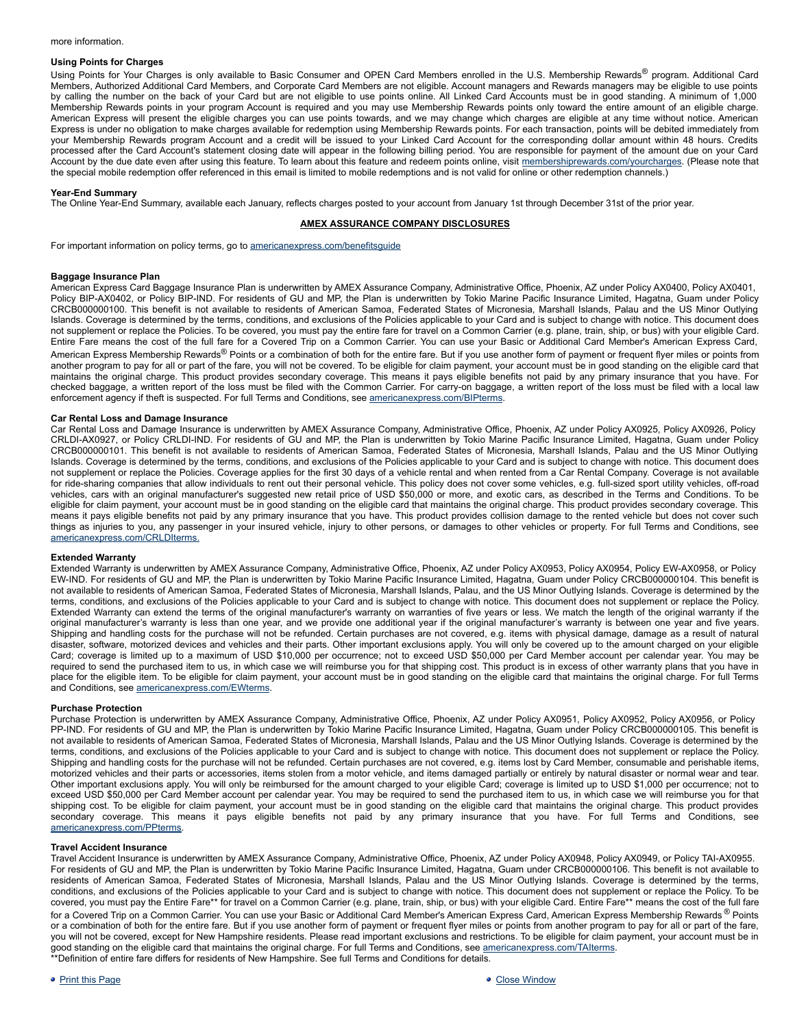more information.

**Using Points for Charges**

Using Points for Your Charges is only available to Basic Consumer and OPEN Card Members enrolled in the U.S. Membership Rewards® program. Additional Card Members, Authorized Additional Card Members, and Corporate Card Members are not eligible. Account managers and Rewards managers may be eligible to use points by calling the number on the back of your Card but are not eligible to use points online. All Linked Card Accounts must be in good standing. A minimum of 1,000 Membership Rewards points in your program Account is required and you may use Membership Rewards points only toward the entire amount of an eligible charge. American Express will present the eligible charges you can use points towards, and we may change which charges are eligible at any time without notice. American Express is under no obligation to make charges available for redemption using Membership Rewards points. For each transaction, points will be debited immediately from your Membership Rewards program Account and a credit will be issued to your Linked Card Account for the corresponding dollar amount within 48 hours. Credits processed after the Card Account's statement closing date will appear in the following billing period. You are responsible for payment of the amount due on your Card Account by the due date even after using this feature. To learn about this feature and redeem points online, visit [membershiprewards.com/yourcharges](membershiprewards.com/yourcharges). (Please note that the special mobile redemption offer referenced in this email is limited to mobile redemptions and is not valid for online or other redemption channels.)

**Year-End Summary**

The Online Year-End Summary, available each January, reflects charges posted to your account from January 1st through December 31st of the prior year.

**AMEX ASSURANCE COMPANY DISCLOSURES**

For important information on policy terms, go to [americanexpress.com/benefitsguide](americanexpress.com/benefitsguide)

**Baggage Insurance Plan**

American Express Card Baggage Insurance Plan is underwritten by AMEX Assurance Company, Administrative Office, Phoenix, AZ under Policy AX0400, Policy AX0401, Policy BIP-AX0402, or Policy BIP-IND. For residents of GU and MP, the Plan is underwritten by Tokio Marine Pacific Insurance Limited, Hagatna, Guam under Policy CRCB000000100. This benefit is not available to residents of American Samoa, Federated States of Micronesia, Marshall Islands, Palau and the US Minor Outlying Islands. Coverage is determined by the terms, conditions, and exclusions of the Policies applicable to your Card and is subject to change with notice. This document does not supplement or replace the Policies. To be covered, you must pay the entire fare for travel on a Common Carrier (e.g. plane, train, ship, or bus) with your eligible Card. Entire Fare means the cost of the full fare for a Covered Trip on a Common Carrier. You can use your Basic or Additional Card Member's American Express Card, American Express Membership Rewards® Points or a combination of both for the entire fare. But if you use another form of payment or frequent flyer miles or points from another program to pay for all or part of the fare, you will not be covered. To be eligible for claim payment, your account must be in good standing on the eligible card that maintains the original charge. This product provides secondary coverage. This means it pays eligible benefits not paid by any primary insurance that you have. For checked baggage, a written report of the loss must be filed with the Common Carrier. For carry-on baggage, a written report of the loss must be filed with a local law enforcement agency if theft is suspected. For full Terms and Conditions, see [americanexpress.com/BIPterms](americanexpress.com/BIPterms).

**Car Rental Loss and Damage Insurance**

Car Rental Loss and Damage Insurance is underwritten by AMEX Assurance Company, Administrative Office, Phoenix, AZ under Policy AX0925, Policy AX0926, Policy CRLDI-AX0927, or Policy CRLDI-IND. For residents of GU and MP, the Plan is underwritten by Tokio Marine Pacific Insurance Limited, Hagatna, Guam under Policy CRCB000000101. This benefit is not available to residents of American Samoa, Federated States of Micronesia, Marshall Islands, Palau and the US Minor Outlying Islands. Coverage is determined by the terms, conditions, and exclusions of the Policies applicable to your Card and is subject to change with notice. This document does not supplement or replace the Policies. Coverage applies for the first 30 days of a vehicle rental and when rented from a Car Rental Company. Coverage is not available for ride-sharing companies that allow individuals to rent out their personal vehicle. This policy does not cover some vehicles, e.g. full-sized sport utility vehicles, off-road vehicles, cars with an original manufacturer's suggested new retail price of USD $50,000 or more, and exotic cars, as described in the Terms and Conditions. To be eligible for claim payment, your account must be in good standing on the eligible card that maintains the original charge. This product provides secondary coverage. This means it pays eligible benefits not paid by any primary insurance that you have. This product provides collision damage to the rented vehicle but does not cover such things as injuries to you, any passenger in your insured vehicle, injury to other persons, or damages to other vehicles or property. For full Terms and Conditions, see [americanexpress.com/CRLDIterms.](americanexpress.com/CRLDIterms)

**Extended Warranty**

Extended Warranty is underwritten by AMEX Assurance Company, Administrative Office, Phoenix, AZ under Policy AX0953, Policy AX0954, Policy EW-AX0958, or Policy EW-IND. For residents of GU and MP, the Plan is underwritten by Tokio Marine Pacific Insurance Limited, Hagatna, Guam under Policy CRCB000000104. This benefit is not available to residents of American Samoa, Federated States of Micronesia, Marshall Islands, Palau, and the US Minor Outlying Islands. Coverage is determined by the terms, conditions, and exclusions of the Policies applicable to your Card and is subject to change with notice. This document does not supplement or replace the Policy. Extended Warranty can extend the terms of the original manufacturer's warranty on warranties of five years or less. We match the length of the original warranty if the original manufacturer's warranty is less than one year, and we provide one additional year if the original manufacturer's warranty is between one year and five years. Shipping and handling costs for the purchase will not be refunded. Certain purchases are not covered, e.g. items with physical damage, damage as a result of natural disaster, software, motorized devices and vehicles and their parts. Other important exclusions apply. You will only be covered up to the amount charged on your eligible Card; coverage is limited up to a maximum of USD $10,000 per occurrence; not to exceed USD $50,000 per Card Member account per calendar year. You may be required to send the purchased item to us, in which case we will reimburse you for that shipping cost. This product is in excess of other warranty plans that you have in place for the eligible item. To be eligible for claim payment, your account must be in good standing on the eligible card that maintains the original charge. For full Terms and Conditions, see [americanexpress.com/EWterms](americanexpress.com/EWterms).

**Purchase Protection**

Purchase Protection is underwritten by AMEX Assurance Company, Administrative Office, Phoenix, AZ under Policy AX0951, Policy AX0952, Policy AX0956, or Policy PP-IND. For residents of GU and MP, the Plan is underwritten by Tokio Marine Pacific Insurance Limited, Hagatna, Guam under Policy CRCB000000105. This benefit is not available to residents of American Samoa, Federated States of Micronesia, Marshall Islands, Palau and the US Minor Outlying Islands. Coverage is determined by the terms, conditions, and exclusions of the Policies applicable to your Card and is subject to change with notice. This document does not supplement or replace the Policy. Shipping and handling costs for the purchase will not be refunded. Certain purchases are not covered, e.g. items lost by Card Member, consumable and perishable items, motorized vehicles and their parts or accessories, items stolen from a motor vehicle, and items damaged partially or entirely by natural disaster or normal wear and tear. Other important exclusions apply. You will only be reimbursed for the amount charged to your eligible Card; coverage is limited up to USD $1,000 per occurrence; not to exceed USD $50,000 per Card Member account per calendar year. You may be required to send the purchased item to us, in which case we will reimburse you for that shipping cost. To be eligible for claim payment, your account must be in good standing on the eligible card that maintains the original charge. This product provides secondary coverage. This means it pays eligible benefits not paid by any primary insurance that you have. For full Terms and Conditions, see [americanexpress.com/PPterms](americanexpress.com/PPterms).

**Travel Accident Insurance**

Travel Accident Insurance is underwritten by AMEX Assurance Company, Administrative Office, Phoenix, AZ under Policy AX0948, Policy AX0949, or Policy TAI-AX0955. For residents of GU and MP, the Plan is underwritten by Tokio Marine Pacific Insurance Limited, Hagatna, Guam under CRCB000000106. This benefit is not available to residents of American Samoa, Federated States of Micronesia, Marshall Islands, Palau and the US Minor Outlying Islands. Coverage is determined by the terms, conditions, and exclusions of the Policies applicable to your Card and is subject to change with notice. This document does not supplement or replace the Policy. To be covered, you must pay the Entire Fare** for travel on a Common Carrier (e.g. plane, train, ship, or bus) with your eligible Card. Entire Fare** means the cost of the full fare for a Covered Trip on a Common Carrier. You can use your Basic or Additional Card Member's American Express Card, American Express Membership Rewards® Points or a combination of both for the entire fare. But if you use another form of payment or frequent flyer miles or points from another program to pay for all or part of the fare, you will not be covered, except for New Hampshire residents. Please read important exclusions and restrictions. To be eligible for claim payment, your account must be in good standing on the eligible card that maintains the original charge. For full Terms and Conditions, see [americanexpress.com/TAIterms](americanexpress.com/TAIterms).

**Definition of entire fare differs for residents of New Hampshire. See full Terms and Conditions for details.

- Print this Page
- Close Window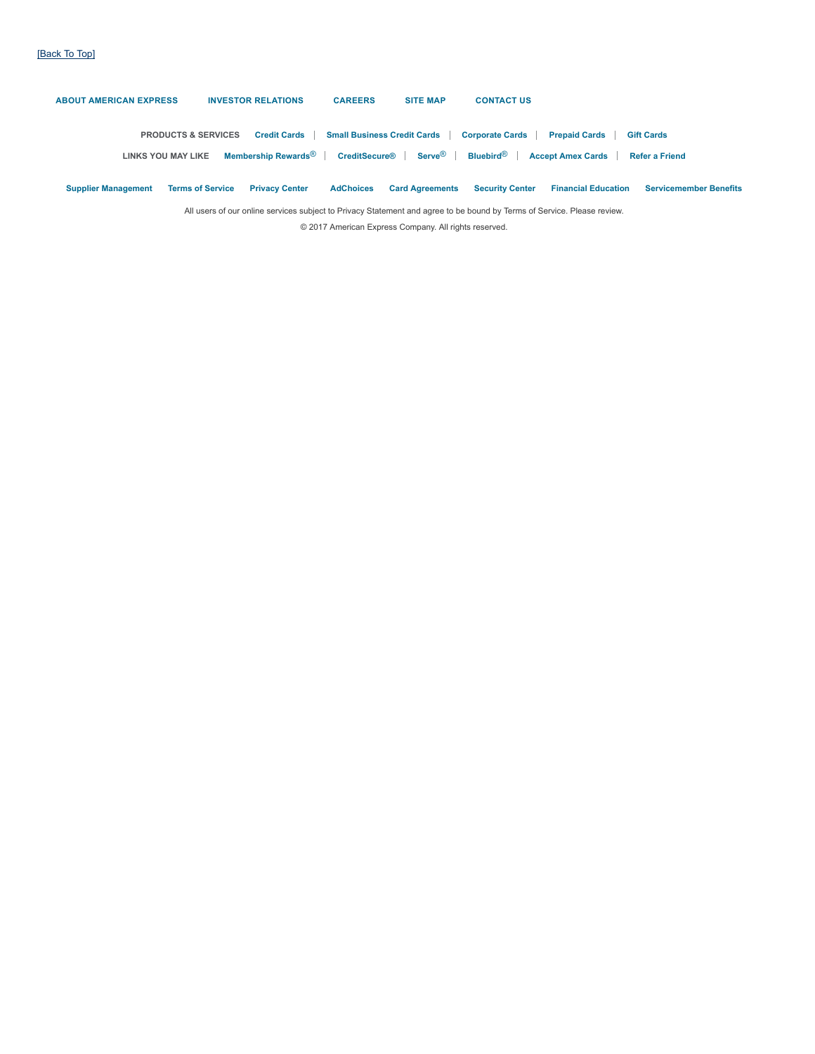[Back To Top]

ABOUT AMERICAN EXPRESS    INVESTOR RELATIONS    CAREERS    SITE MAP    CONTACT US

PRODUCTS & SERVICES    Credit Cards | Small Business Credit Cards | Corporate Cards | Prepaid Cards | Gift Cards

LINKS YOU MAY LIKE    Membership Rewards® | CreditSecure® | Serve® | Bluebird® | Accept Amex Cards | Refer a Friend

Supplier Management    Terms of Service    Privacy Center    AdChoices    Card Agreements    Security Center    Financial Education    Servicemember Benefits

All users of our online services subject to Privacy Statement and agree to be bound by Terms of Service. Please review.

© 2017 American Express Company. All rights reserved.